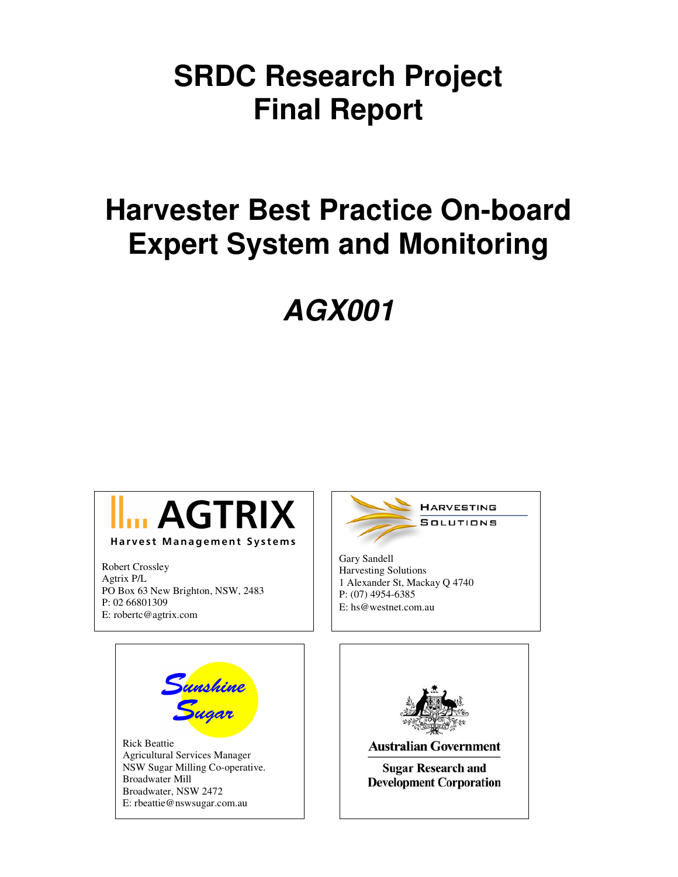# SRDC Research Project Final Report

# Harvester Best Practice On-board Expert System and Monitoring

# *AGX001*

AGTRIX
Harvest Management Systems

Robert Crossley
Agtrix P/L
PO Box 63 New Brighton, NSW, 2483
P: 02 66801309
E: robertc@agtrix.com

HARVESTING SOLUTIONS

Gary Sandell
Harvesting Solutions
1 Alexander St, Mackay Q 4740
P: (07) 4954-6385
E: hs@westnet.com.au

Sunshine Sugar

Rick Beattie
Agricultural Services Manager
NSW Sugar Milling Co-operative.
Broadwater Mill
Broadwater, NSW 2472
E: rbeattie@nswsugar.com.au

Australian Government
Sugar Research and Development Corporation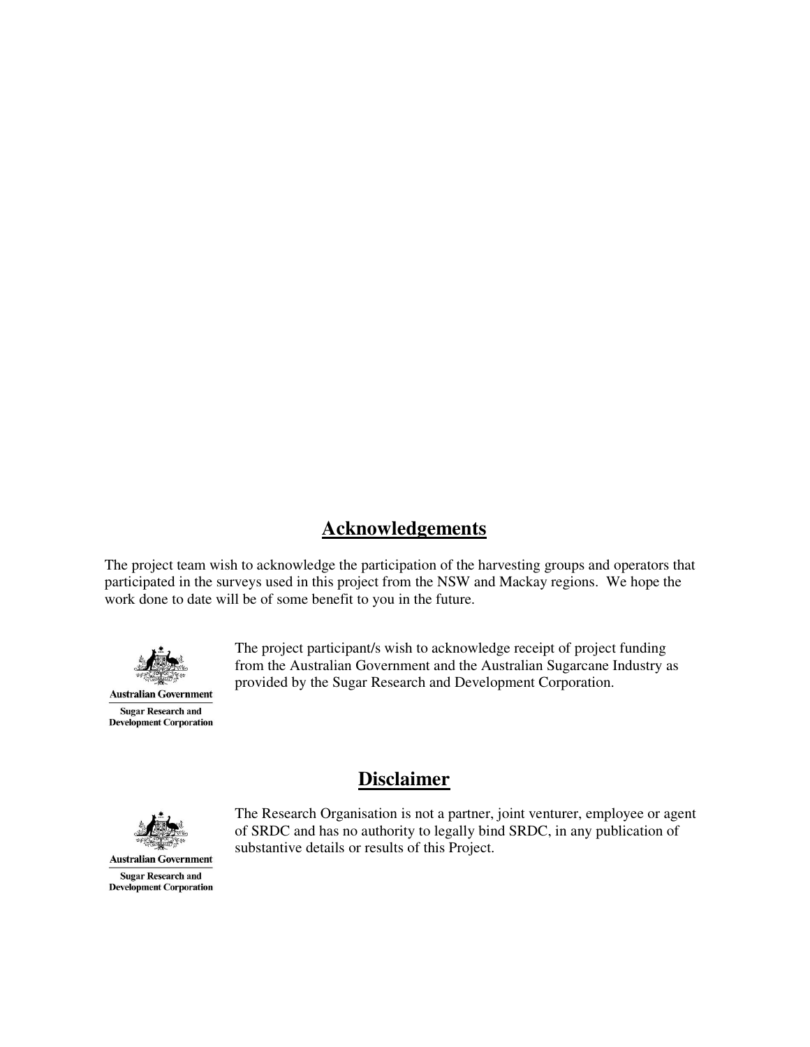## Acknowledgements

The project team wish to acknowledge the participation of the harvesting groups and operators that participated in the surveys used in this project from the NSW and Mackay regions. We hope the work done to date will be of some benefit to you in the future.

Australian Government

Sugar Research and Development Corporation

The project participant/s wish to acknowledge receipt of project funding from the Australian Government and the Australian Sugarcane Industry as provided by the Sugar Research and Development Corporation.

## Disclaimer

Australian Government

Sugar Research and Development Corporation

The Research Organisation is not a partner, joint venturer, employee or agent of SRDC and has no authority to legally bind SRDC, in any publication of substantive details or results of this Project.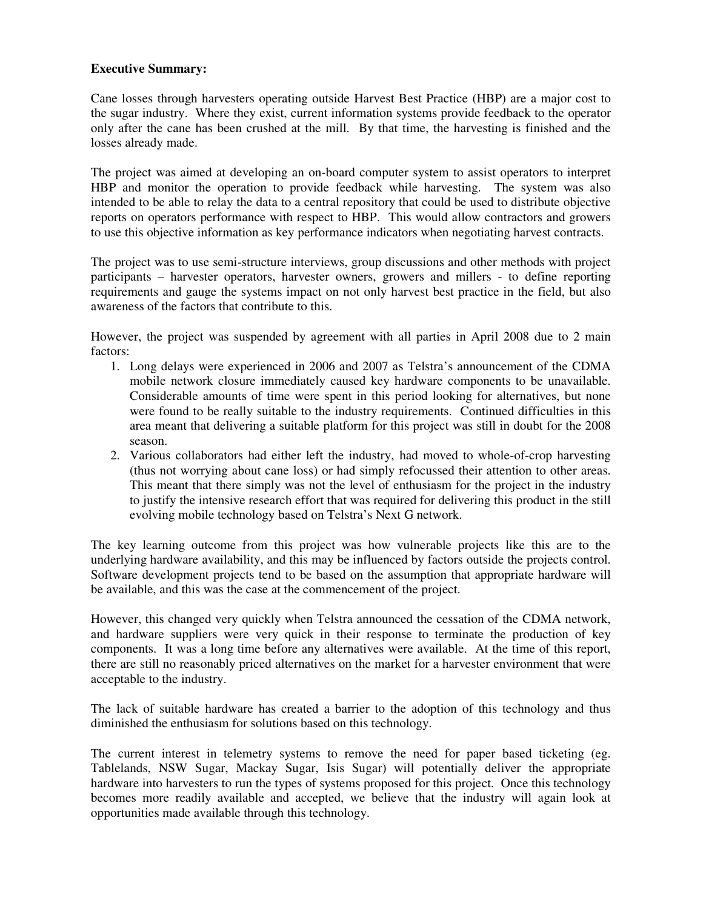**Executive Summary:**

Cane losses through harvesters operating outside Harvest Best Practice (HBP) are a major cost to the sugar industry. Where they exist, current information systems provide feedback to the operator only after the cane has been crushed at the mill. By that time, the harvesting is finished and the losses already made.

The project was aimed at developing an on-board computer system to assist operators to interpret HBP and monitor the operation to provide feedback while harvesting. The system was also intended to be able to relay the data to a central repository that could be used to distribute objective reports on operators performance with respect to HBP. This would allow contractors and growers to use this objective information as key performance indicators when negotiating harvest contracts.

The project was to use semi-structure interviews, group discussions and other methods with project participants – harvester operators, harvester owners, growers and millers - to define reporting requirements and gauge the systems impact on not only harvest best practice in the field, but also awareness of the factors that contribute to this.

However, the project was suspended by agreement with all parties in April 2008 due to 2 main factors:

1. Long delays were experienced in 2006 and 2007 as Telstra's announcement of the CDMA mobile network closure immediately caused key hardware components to be unavailable. Considerable amounts of time were spent in this period looking for alternatives, but none were found to be really suitable to the industry requirements. Continued difficulties in this area meant that delivering a suitable platform for this project was still in doubt for the 2008 season.
2. Various collaborators had either left the industry, had moved to whole-of-crop harvesting (thus not worrying about cane loss) or had simply refocussed their attention to other areas. This meant that there simply was not the level of enthusiasm for the project in the industry to justify the intensive research effort that was required for delivering this product in the still evolving mobile technology based on Telstra's Next G network.

The key learning outcome from this project was how vulnerable projects like this are to the underlying hardware availability, and this may be influenced by factors outside the projects control. Software development projects tend to be based on the assumption that appropriate hardware will be available, and this was the case at the commencement of the project.

However, this changed very quickly when Telstra announced the cessation of the CDMA network, and hardware suppliers were very quick in their response to terminate the production of key components. It was a long time before any alternatives were available. At the time of this report, there are still no reasonably priced alternatives on the market for a harvester environment that were acceptable to the industry.

The lack of suitable hardware has created a barrier to the adoption of this technology and thus diminished the enthusiasm for solutions based on this technology.

The current interest in telemetry systems to remove the need for paper based ticketing (eg. Tablelands, NSW Sugar, Mackay Sugar, Isis Sugar) will potentially deliver the appropriate hardware into harvesters to run the types of systems proposed for this project. Once this technology becomes more readily available and accepted, we believe that the industry will again look at opportunities made available through this technology.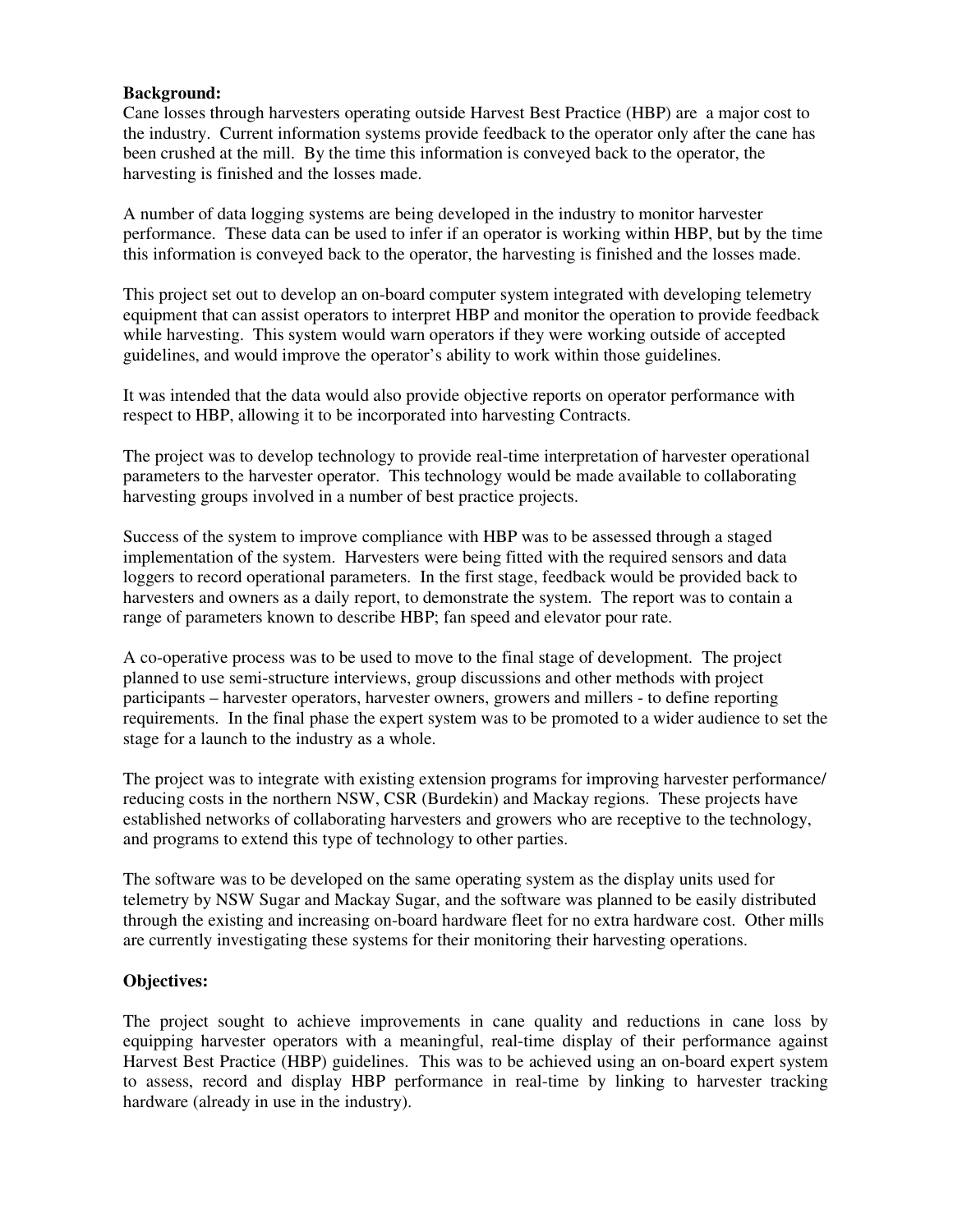**Background:**

Cane losses through harvesters operating outside Harvest Best Practice (HBP) are a major cost to the industry. Current information systems provide feedback to the operator only after the cane has been crushed at the mill. By the time this information is conveyed back to the operator, the harvesting is finished and the losses made.

A number of data logging systems are being developed in the industry to monitor harvester performance. These data can be used to infer if an operator is working within HBP, but by the time this information is conveyed back to the operator, the harvesting is finished and the losses made.

This project set out to develop an on-board computer system integrated with developing telemetry equipment that can assist operators to interpret HBP and monitor the operation to provide feedback while harvesting. This system would warn operators if they were working outside of accepted guidelines, and would improve the operator's ability to work within those guidelines.

It was intended that the data would also provide objective reports on operator performance with respect to HBP, allowing it to be incorporated into harvesting Contracts.

The project was to develop technology to provide real-time interpretation of harvester operational parameters to the harvester operator. This technology would be made available to collaborating harvesting groups involved in a number of best practice projects.

Success of the system to improve compliance with HBP was to be assessed through a staged implementation of the system. Harvesters were being fitted with the required sensors and data loggers to record operational parameters. In the first stage, feedback would be provided back to harvesters and owners as a daily report, to demonstrate the system. The report was to contain a range of parameters known to describe HBP; fan speed and elevator pour rate.

A co-operative process was to be used to move to the final stage of development. The project planned to use semi-structure interviews, group discussions and other methods with project participants – harvester operators, harvester owners, growers and millers - to define reporting requirements. In the final phase the expert system was to be promoted to a wider audience to set the stage for a launch to the industry as a whole.

The project was to integrate with existing extension programs for improving harvester performance/ reducing costs in the northern NSW, CSR (Burdekin) and Mackay regions. These projects have established networks of collaborating harvesters and growers who are receptive to the technology, and programs to extend this type of technology to other parties.

The software was to be developed on the same operating system as the display units used for telemetry by NSW Sugar and Mackay Sugar, and the software was planned to be easily distributed through the existing and increasing on-board hardware fleet for no extra hardware cost. Other mills are currently investigating these systems for their monitoring their harvesting operations.

**Objectives:**

The project sought to achieve improvements in cane quality and reductions in cane loss by equipping harvester operators with a meaningful, real-time display of their performance against Harvest Best Practice (HBP) guidelines. This was to be achieved using an on-board expert system to assess, record and display HBP performance in real-time by linking to harvester tracking hardware (already in use in the industry).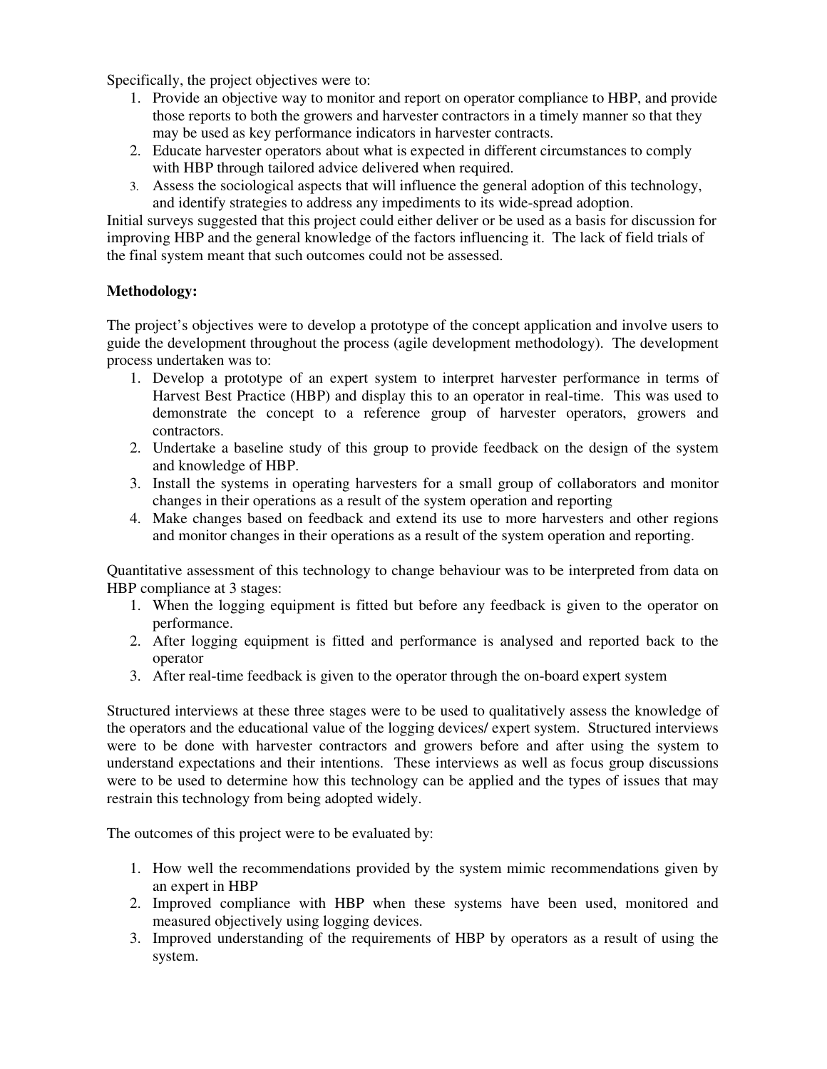Specifically, the project objectives were to:

1. Provide an objective way to monitor and report on operator compliance to HBP, and provide those reports to both the growers and harvester contractors in a timely manner so that they may be used as key performance indicators in harvester contracts.
2. Educate harvester operators about what is expected in different circumstances to comply with HBP through tailored advice delivered when required.
3. Assess the sociological aspects that will influence the general adoption of this technology, and identify strategies to address any impediments to its wide-spread adoption.

Initial surveys suggested that this project could either deliver or be used as a basis for discussion for improving HBP and the general knowledge of the factors influencing it. The lack of field trials of the final system meant that such outcomes could not be assessed.

**Methodology:**

The project's objectives were to develop a prototype of the concept application and involve users to guide the development throughout the process (agile development methodology). The development process undertaken was to:

1. Develop a prototype of an expert system to interpret harvester performance in terms of Harvest Best Practice (HBP) and display this to an operator in real-time. This was used to demonstrate the concept to a reference group of harvester operators, growers and contractors.
2. Undertake a baseline study of this group to provide feedback on the design of the system and knowledge of HBP.
3. Install the systems in operating harvesters for a small group of collaborators and monitor changes in their operations as a result of the system operation and reporting
4. Make changes based on feedback and extend its use to more harvesters and other regions and monitor changes in their operations as a result of the system operation and reporting.

Quantitative assessment of this technology to change behaviour was to be interpreted from data on HBP compliance at 3 stages:

1. When the logging equipment is fitted but before any feedback is given to the operator on performance.
2. After logging equipment is fitted and performance is analysed and reported back to the operator
3. After real-time feedback is given to the operator through the on-board expert system

Structured interviews at these three stages were to be used to qualitatively assess the knowledge of the operators and the educational value of the logging devices/ expert system. Structured interviews were to be done with harvester contractors and growers before and after using the system to understand expectations and their intentions. These interviews as well as focus group discussions were to be used to determine how this technology can be applied and the types of issues that may restrain this technology from being adopted widely.

The outcomes of this project were to be evaluated by:

1. How well the recommendations provided by the system mimic recommendations given by an expert in HBP
2. Improved compliance with HBP when these systems have been used, monitored and measured objectively using logging devices.
3. Improved understanding of the requirements of HBP by operators as a result of using the system.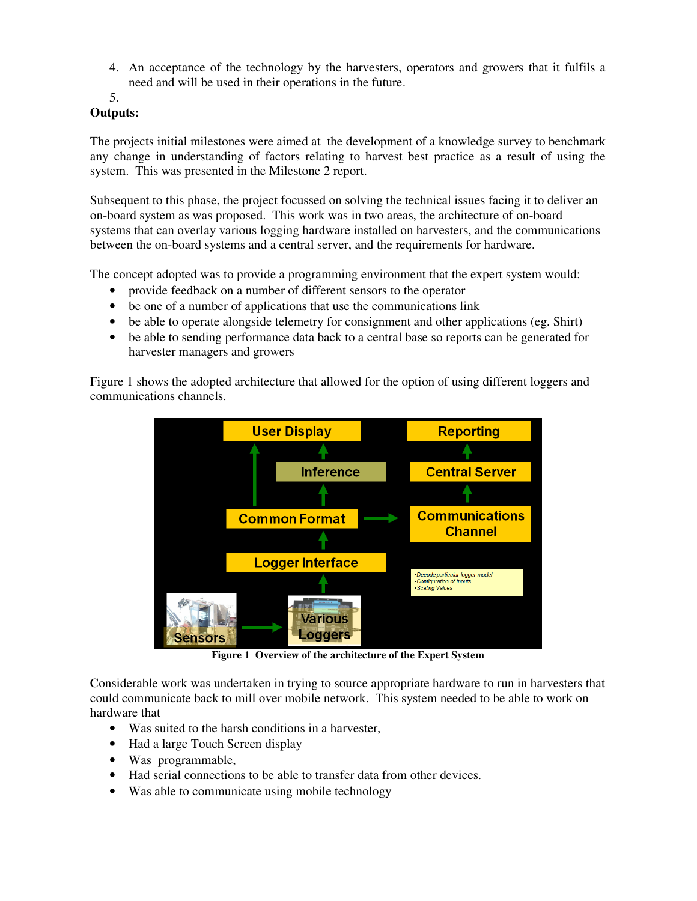4. An acceptance of the technology by the harvesters, operators and growers that it fulfils a need and will be used in their operations in the future.
5.

**Outputs:**

The projects initial milestones were aimed at the development of a knowledge survey to benchmark any change in understanding of factors relating to harvest best practice as a result of using the system. This was presented in the Milestone 2 report.

Subsequent to this phase, the project focussed on solving the technical issues facing it to deliver an on-board system as was proposed. This work was in two areas, the architecture of on-board systems that can overlay various logging hardware installed on harvesters, and the communications between the on-board systems and a central server, and the requirements for hardware.

The concept adopted was to provide a programming environment that the expert system would:

- provide feedback on a number of different sensors to the operator
- be one of a number of applications that use the communications link
- be able to operate alongside telemetry for consignment and other applications (eg. Shirt)
- be able to sending performance data back to a central base so reports can be generated for harvester managers and growers

Figure 1 shows the adopted architecture that allowed for the option of using different loggers and communications channels.

User Display | Reporting | Inference | Central Server | Common Format | Communications Channel | Logger Interface | Sensors | Various Loggers

•Decode particular logger model
•Configuration of Inputs
•Scaling Values

**Figure 1 Overview of the architecture of the Expert System**

Considerable work was undertaken in trying to source appropriate hardware to run in harvesters that could communicate back to mill over mobile network. This system needed to be able to work on hardware that

- Was suited to the harsh conditions in a harvester,
- Had a large Touch Screen display
- Was programmable,
- Had serial connections to be able to transfer data from other devices.
- Was able to communicate using mobile technology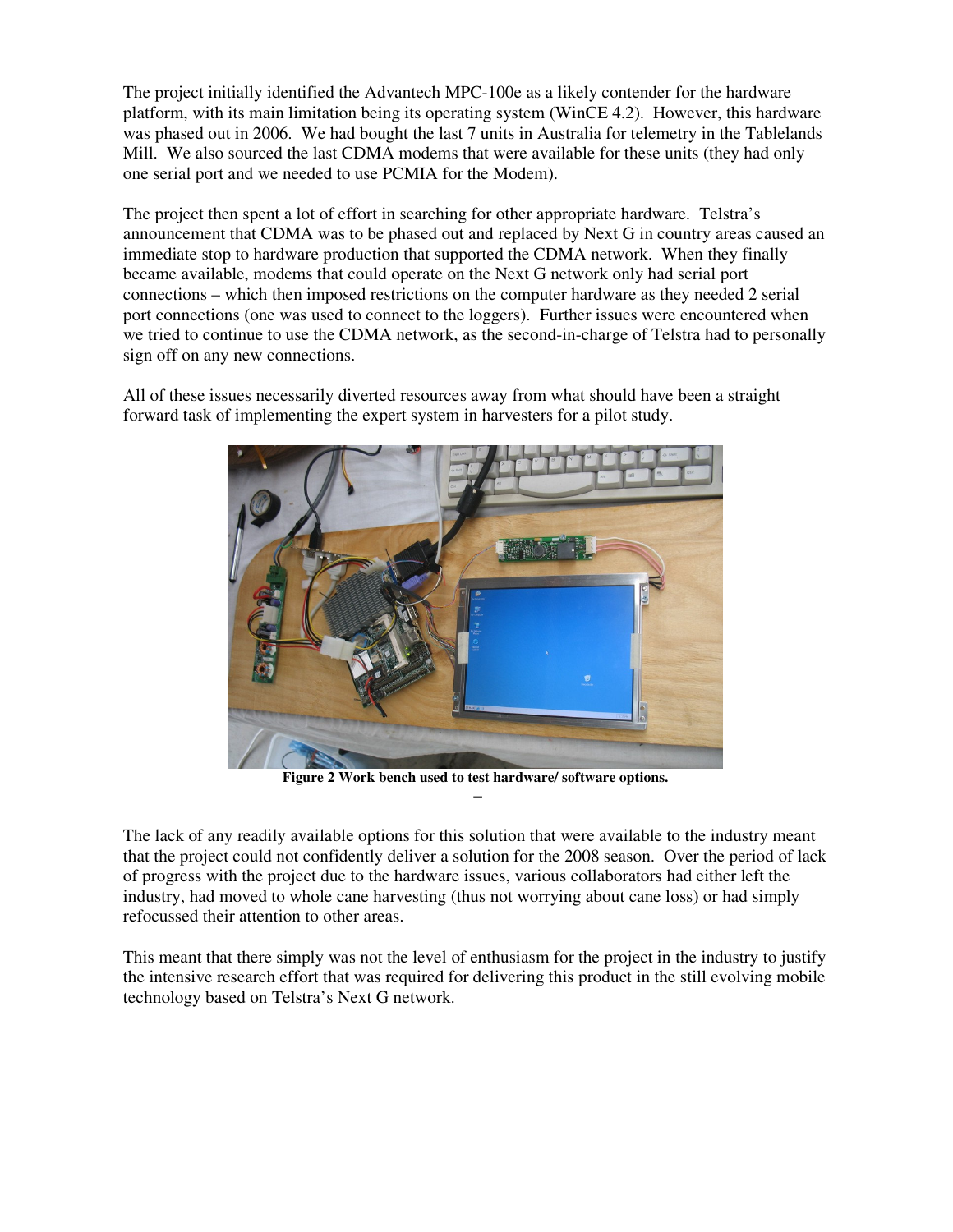The project initially identified the Advantech MPC-100e as a likely contender for the hardware platform, with its main limitation being its operating system (WinCE 4.2). However, this hardware was phased out in 2006. We had bought the last 7 units in Australia for telemetry in the Tablelands Mill. We also sourced the last CDMA modems that were available for these units (they had only one serial port and we needed to use PCMIA for the Modem).

The project then spent a lot of effort in searching for other appropriate hardware. Telstra's announcement that CDMA was to be phased out and replaced by Next G in country areas caused an immediate stop to hardware production that supported the CDMA network. When they finally became available, modems that could operate on the Next G network only had serial port connections – which then imposed restrictions on the computer hardware as they needed 2 serial port connections (one was used to connect to the loggers). Further issues were encountered when we tried to continue to use the CDMA network, as the second-in-charge of Telstra had to personally sign off on any new connections.

All of these issues necessarily diverted resources away from what should have been a straight forward task of implementing the expert system in harvesters for a pilot study.

**Figure 2 Work bench used to test hardware/ software options.**

The lack of any readily available options for this solution that were available to the industry meant that the project could not confidently deliver a solution for the 2008 season. Over the period of lack of progress with the project due to the hardware issues, various collaborators had either left the industry, had moved to whole cane harvesting (thus not worrying about cane loss) or had simply refocussed their attention to other areas.

This meant that there simply was not the level of enthusiasm for the project in the industry to justify the intensive research effort that was required for delivering this product in the still evolving mobile technology based on Telstra's Next G network.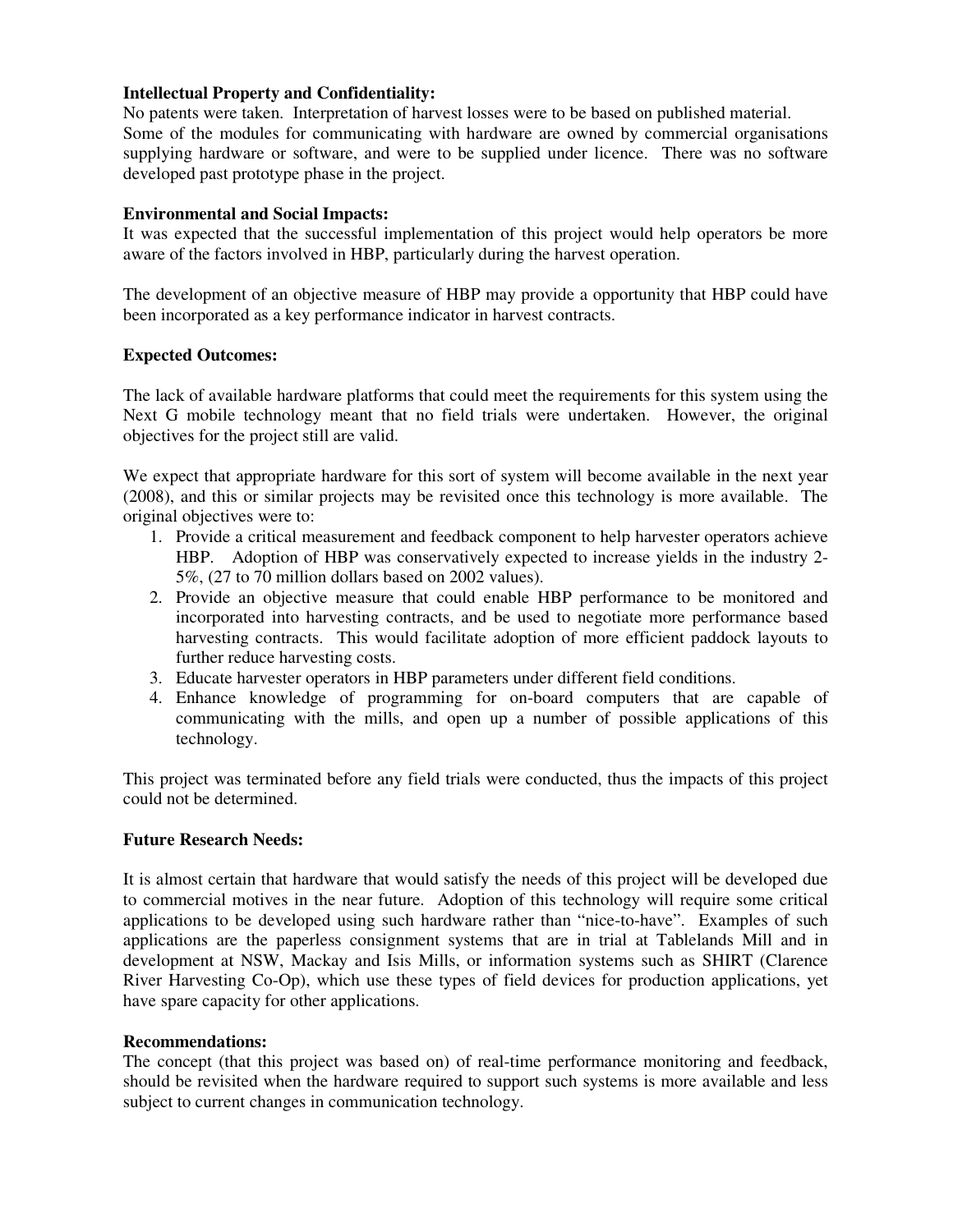**Intellectual Property and Confidentiality:**
No patents were taken. Interpretation of harvest losses were to be based on published material. Some of the modules for communicating with hardware are owned by commercial organisations supplying hardware or software, and were to be supplied under licence. There was no software developed past prototype phase in the project.

**Environmental and Social Impacts:**
It was expected that the successful implementation of this project would help operators be more aware of the factors involved in HBP, particularly during the harvest operation.

The development of an objective measure of HBP may provide a opportunity that HBP could have been incorporated as a key performance indicator in harvest contracts.

**Expected Outcomes:**

The lack of available hardware platforms that could meet the requirements for this system using the Next G mobile technology meant that no field trials were undertaken. However, the original objectives for the project still are valid.

We expect that appropriate hardware for this sort of system will become available in the next year (2008), and this or similar projects may be revisited once this technology is more available. The original objectives were to:

1. Provide a critical measurement and feedback component to help harvester operators achieve HBP. Adoption of HBP was conservatively expected to increase yields in the industry 2-5%, (27 to 70 million dollars based on 2002 values).
2. Provide an objective measure that could enable HBP performance to be monitored and incorporated into harvesting contracts, and be used to negotiate more performance based harvesting contracts. This would facilitate adoption of more efficient paddock layouts to further reduce harvesting costs.
3. Educate harvester operators in HBP parameters under different field conditions.
4. Enhance knowledge of programming for on-board computers that are capable of communicating with the mills, and open up a number of possible applications of this technology.

This project was terminated before any field trials were conducted, thus the impacts of this project could not be determined.

**Future Research Needs:**

It is almost certain that hardware that would satisfy the needs of this project will be developed due to commercial motives in the near future. Adoption of this technology will require some critical applications to be developed using such hardware rather than "nice-to-have". Examples of such applications are the paperless consignment systems that are in trial at Tablelands Mill and in development at NSW, Mackay and Isis Mills, or information systems such as SHIRT (Clarence River Harvesting Co-Op), which use these types of field devices for production applications, yet have spare capacity for other applications.

**Recommendations:**
The concept (that this project was based on) of real-time performance monitoring and feedback, should be revisited when the hardware required to support such systems is more available and less subject to current changes in communication technology.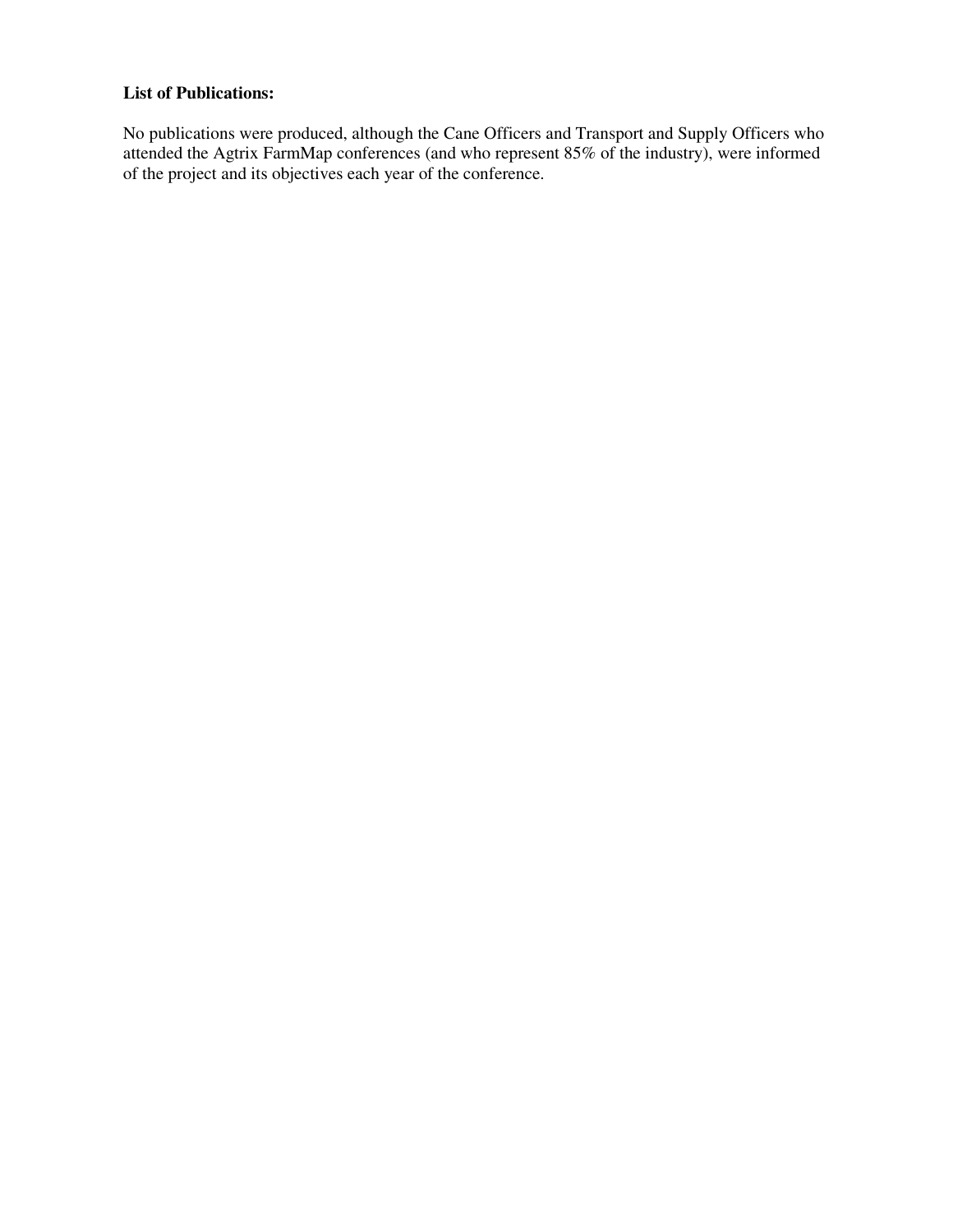**List of Publications:**

No publications were produced, although the Cane Officers and Transport and Supply Officers who attended the Agtrix FarmMap conferences (and who represent 85% of the industry), were informed of the project and its objectives each year of the conference.